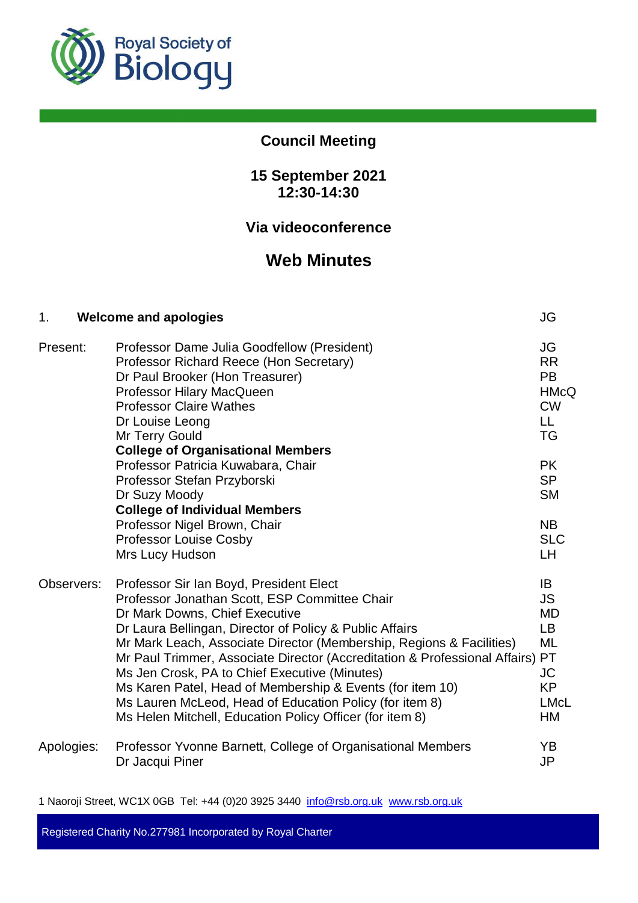Royal Society of Biology

# Council Meeting

## 15 September 2021
## 12:30-14:30

## Via videoconference

# Web Minutes

| 1. | **Welcome and apologies** | JG |
|---|---|---|
| Present: | Professor Dame Julia Goodfellow (President) | JG |
| | Professor Richard Reece (Hon Secretary) | RR |
| | Dr Paul Brooker (Hon Treasurer) | PB |
| | Professor Hilary MacQueen | HMcQ |
| | Professor Claire Wathes | CW |
| | Dr Louise Leong | LL |
| | Mr Terry Gould | TG |
| | **College of Organisational Members** | |
| | Professor Patricia Kuwabara, Chair | PK |
| | Professor Stefan Przyborski | SP |
| | Dr Suzy Moody | SM |
| | **College of Individual Members** | |
| | Professor Nigel Brown, Chair | NB |
| | Professor Louise Cosby | SLC |
| | Mrs Lucy Hudson | LH |
| Observers: | Professor Sir Ian Boyd, President Elect | IB |
| | Professor Jonathan Scott, ESP Committee Chair | JS |
| | Dr Mark Downs, Chief Executive | MD |
| | Dr Laura Bellingan, Director of Policy & Public Affairs | LB |
| | Mr Mark Leach, Associate Director (Membership, Regions & Facilities) | ML |
| | Mr Paul Trimmer, Associate Director (Accreditation & Professional Affairs) | PT |
| | Ms Jen Crosk, PA to Chief Executive (Minutes) | JC |
| | Ms Karen Patel, Head of Membership & Events (for item 10) | KP |
| | Ms Lauren McLeod, Head of Education Policy (for item 8) | LMcL |
| | Ms Helen Mitchell, Education Policy Officer (for item 8) | HM |
| Apologies: | Professor Yvonne Barnett, College of Organisational Members | YB |
| | Dr Jacqui Piner | JP |

1 Naoroji Street, WC1X 0GB Tel: +44 (0)20 3925 3440 info@rsb.org.uk www.rsb.org.uk

Registered Charity No.277981 Incorporated by Royal Charter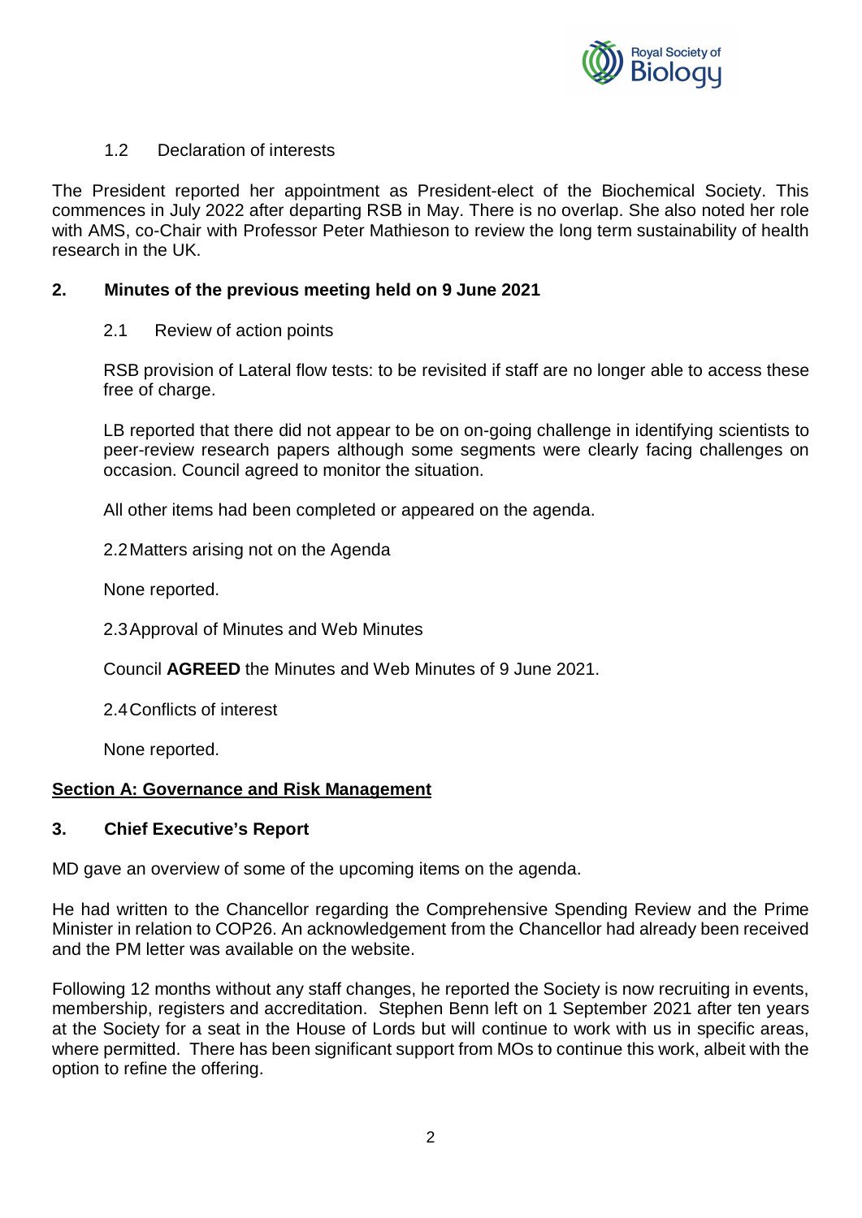1.2 Declaration of interests

The President reported her appointment as President-elect of the Biochemical Society. This commences in July 2022 after departing RSB in May. There is no overlap. She also noted her role with AMS, co-Chair with Professor Peter Mathieson to review the long term sustainability of health research in the UK.

## 2. Minutes of the previous meeting held on 9 June 2021

2.1 Review of action points

RSB provision of Lateral flow tests: to be revisited if staff are no longer able to access these free of charge.

LB reported that there did not appear to be on on-going challenge in identifying scientists to peer-review research papers although some segments were clearly facing challenges on occasion. Council agreed to monitor the situation.

All other items had been completed or appeared on the agenda.

2.2 Matters arising not on the Agenda

None reported.

2.3 Approval of Minutes and Web Minutes

Council **AGREED** the Minutes and Web Minutes of 9 June 2021.

2.4 Conflicts of interest

None reported.

## Section A: Governance and Risk Management

## 3. Chief Executive's Report

MD gave an overview of some of the upcoming items on the agenda.

He had written to the Chancellor regarding the Comprehensive Spending Review and the Prime Minister in relation to COP26. An acknowledgement from the Chancellor had already been received and the PM letter was available on the website.

Following 12 months without any staff changes, he reported the Society is now recruiting in events, membership, registers and accreditation. Stephen Benn left on 1 September 2021 after ten years at the Society for a seat in the House of Lords but will continue to work with us in specific areas, where permitted. There has been significant support from MOs to continue this work, albeit with the option to refine the offering.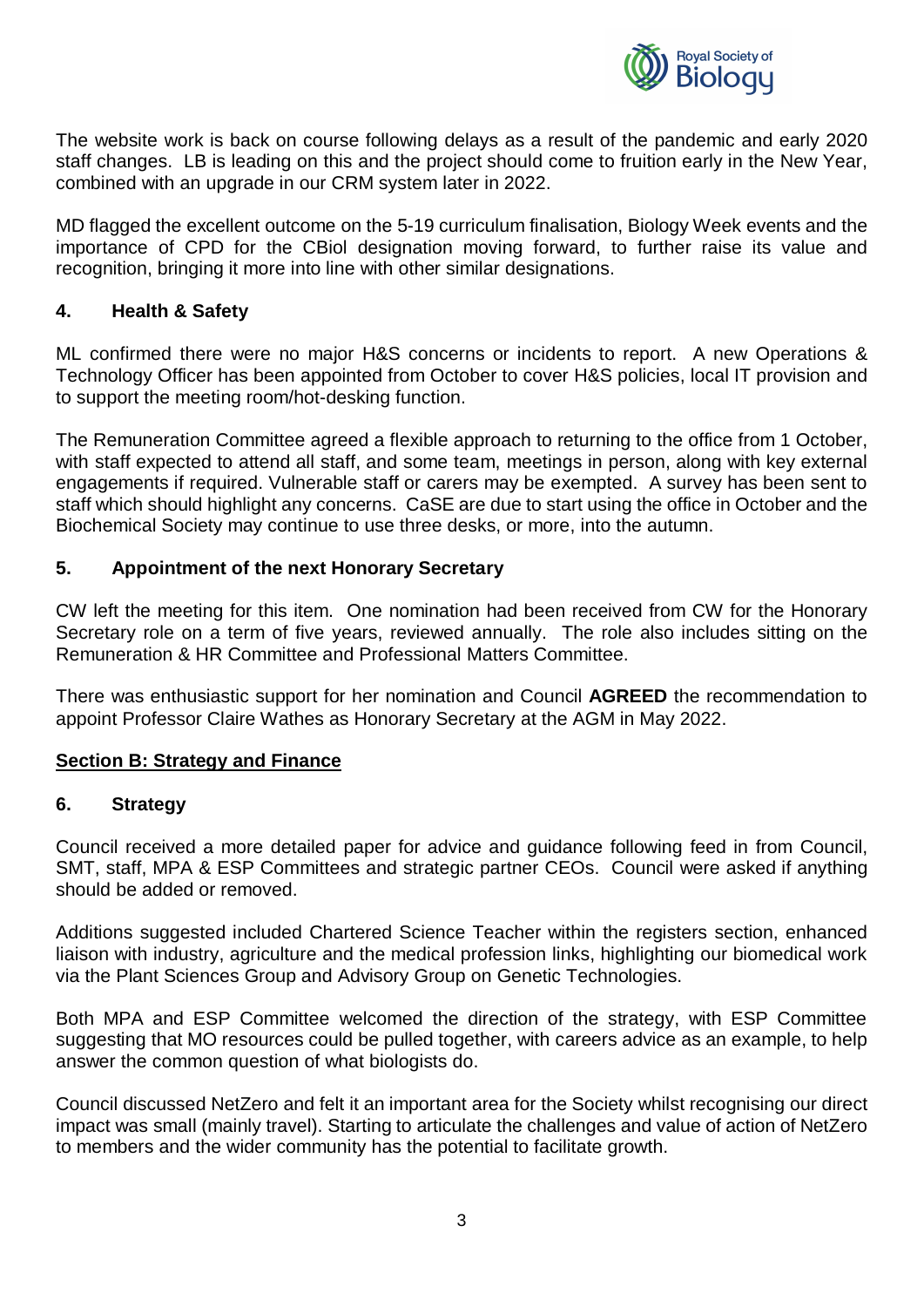The website work is back on course following delays as a result of the pandemic and early 2020 staff changes. LB is leading on this and the project should come to fruition early in the New Year, combined with an upgrade in our CRM system later in 2022.

MD flagged the excellent outcome on the 5-19 curriculum finalisation, Biology Week events and the importance of CPD for the CBiol designation moving forward, to further raise its value and recognition, bringing it more into line with other similar designations.

### 4. Health & Safety

ML confirmed there were no major H&S concerns or incidents to report. A new Operations & Technology Officer has been appointed from October to cover H&S policies, local IT provision and to support the meeting room/hot-desking function.

The Remuneration Committee agreed a flexible approach to returning to the office from 1 October, with staff expected to attend all staff, and some team, meetings in person, along with key external engagements if required. Vulnerable staff or carers may be exempted. A survey has been sent to staff which should highlight any concerns. CaSE are due to start using the office in October and the Biochemical Society may continue to use three desks, or more, into the autumn.

### 5. Appointment of the next Honorary Secretary

CW left the meeting for this item. One nomination had been received from CW for the Honorary Secretary role on a term of five years, reviewed annually. The role also includes sitting on the Remuneration & HR Committee and Professional Matters Committee.

There was enthusiastic support for her nomination and Council **AGREED** the recommendation to appoint Professor Claire Wathes as Honorary Secretary at the AGM in May 2022.

## Section B: Strategy and Finance

### 6. Strategy

Council received a more detailed paper for advice and guidance following feed in from Council, SMT, staff, MPA & ESP Committees and strategic partner CEOs. Council were asked if anything should be added or removed.

Additions suggested included Chartered Science Teacher within the registers section, enhanced liaison with industry, agriculture and the medical profession links, highlighting our biomedical work via the Plant Sciences Group and Advisory Group on Genetic Technologies.

Both MPA and ESP Committee welcomed the direction of the strategy, with ESP Committee suggesting that MO resources could be pulled together, with careers advice as an example, to help answer the common question of what biologists do.

Council discussed NetZero and felt it an important area for the Society whilst recognising our direct impact was small (mainly travel). Starting to articulate the challenges and value of action of NetZero to members and the wider community has the potential to facilitate growth.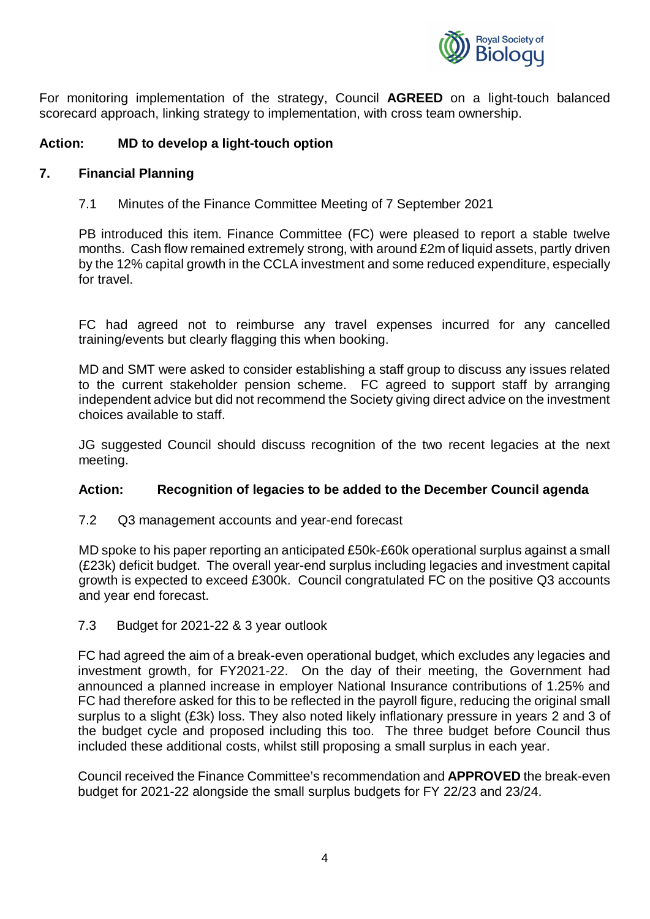For monitoring implementation of the strategy, Council **AGREED** on a light-touch balanced scorecard approach, linking strategy to implementation, with cross team ownership.

**Action: MD to develop a light-touch option**

## 7. Financial Planning

7.1 Minutes of the Finance Committee Meeting of 7 September 2021

PB introduced this item. Finance Committee (FC) were pleased to report a stable twelve months. Cash flow remained extremely strong, with around £2m of liquid assets, partly driven by the 12% capital growth in the CCLA investment and some reduced expenditure, especially for travel.

FC had agreed not to reimburse any travel expenses incurred for any cancelled training/events but clearly flagging this when booking.

MD and SMT were asked to consider establishing a staff group to discuss any issues related to the current stakeholder pension scheme. FC agreed to support staff by arranging independent advice but did not recommend the Society giving direct advice on the investment choices available to staff.

JG suggested Council should discuss recognition of the two recent legacies at the next meeting.

**Action: Recognition of legacies to be added to the December Council agenda**

7.2 Q3 management accounts and year-end forecast

MD spoke to his paper reporting an anticipated £50k-£60k operational surplus against a small (£23k) deficit budget. The overall year-end surplus including legacies and investment capital growth is expected to exceed £300k. Council congratulated FC on the positive Q3 accounts and year end forecast.

7.3 Budget for 2021-22 & 3 year outlook

FC had agreed the aim of a break-even operational budget, which excludes any legacies and investment growth, for FY2021-22. On the day of their meeting, the Government had announced a planned increase in employer National Insurance contributions of 1.25% and FC had therefore asked for this to be reflected in the payroll figure, reducing the original small surplus to a slight (£3k) loss. They also noted likely inflationary pressure in years 2 and 3 of the budget cycle and proposed including this too. The three budget before Council thus included these additional costs, whilst still proposing a small surplus in each year.

Council received the Finance Committee's recommendation and **APPROVED** the break-even budget for 2021-22 alongside the small surplus budgets for FY 22/23 and 23/24.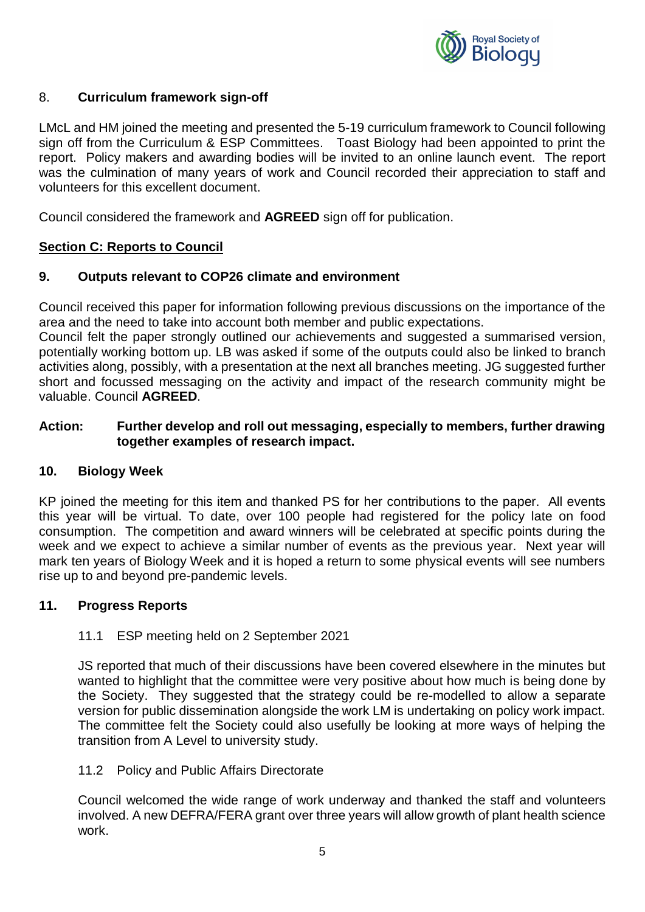## 8. **Curriculum framework sign-off**

LMcL and HM joined the meeting and presented the 5-19 curriculum framework to Council following sign off from the Curriculum & ESP Committees. Toast Biology had been appointed to print the report. Policy makers and awarding bodies will be invited to an online launch event. The report was the culmination of many years of work and Council recorded their appreciation to staff and volunteers for this excellent document.

Council considered the framework and **AGREED** sign off for publication.

## <u>Section C: Reports to Council</u>

### 9. Outputs relevant to COP26 climate and environment

Council received this paper for information following previous discussions on the importance of the area and the need to take into account both member and public expectations.
Council felt the paper strongly outlined our achievements and suggested a summarised version, potentially working bottom up. LB was asked if some of the outputs could also be linked to branch activities along, possibly, with a presentation at the next all branches meeting. JG suggested further short and focussed messaging on the activity and impact of the research community might be valuable. Council **AGREED**.

**Action: Further develop and roll out messaging, especially to members, further drawing together examples of research impact.**

### 10. Biology Week

KP joined the meeting for this item and thanked PS for her contributions to the paper. All events this year will be virtual. To date, over 100 people had registered for the policy late on food consumption. The competition and award winners will be celebrated at specific points during the week and we expect to achieve a similar number of events as the previous year. Next year will mark ten years of Biology Week and it is hoped a return to some physical events will see numbers rise up to and beyond pre-pandemic levels.

### 11. Progress Reports

11.1 ESP meeting held on 2 September 2021

JS reported that much of their discussions have been covered elsewhere in the minutes but wanted to highlight that the committee were very positive about how much is being done by the Society. They suggested that the strategy could be re-modelled to allow a separate version for public dissemination alongside the work LM is undertaking on policy work impact. The committee felt the Society could also usefully be looking at more ways of helping the transition from A Level to university study.

11.2 Policy and Public Affairs Directorate

Council welcomed the wide range of work underway and thanked the staff and volunteers involved. A new DEFRA/FERA grant over three years will allow growth of plant health science work.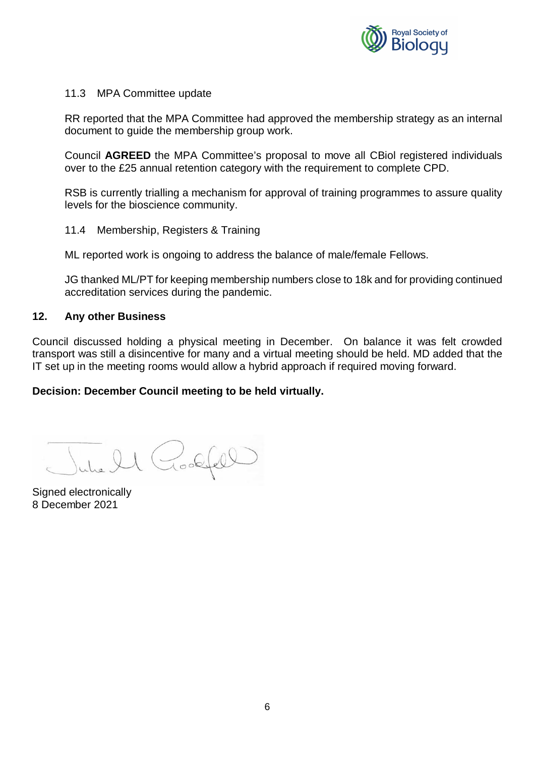11.3 MPA Committee update

RR reported that the MPA Committee had approved the membership strategy as an internal document to guide the membership group work.

Council **AGREED** the MPA Committee's proposal to move all CBiol registered individuals over to the £25 annual retention category with the requirement to complete CPD.

RSB is currently trialling a mechanism for approval of training programmes to assure quality levels for the bioscience community.

11.4 Membership, Registers & Training

ML reported work is ongoing to address the balance of male/female Fellows.

JG thanked ML/PT for keeping membership numbers close to 18k and for providing continued accreditation services during the pandemic.

## 12. Any other Business

Council discussed holding a physical meeting in December. On balance it was felt crowded transport was still a disincentive for many and a virtual meeting should be held. MD added that the IT set up in the meeting rooms would allow a hybrid approach if required moving forward.

**Decision: December Council meeting to be held virtually.**

Signed electronically
8 December 2021